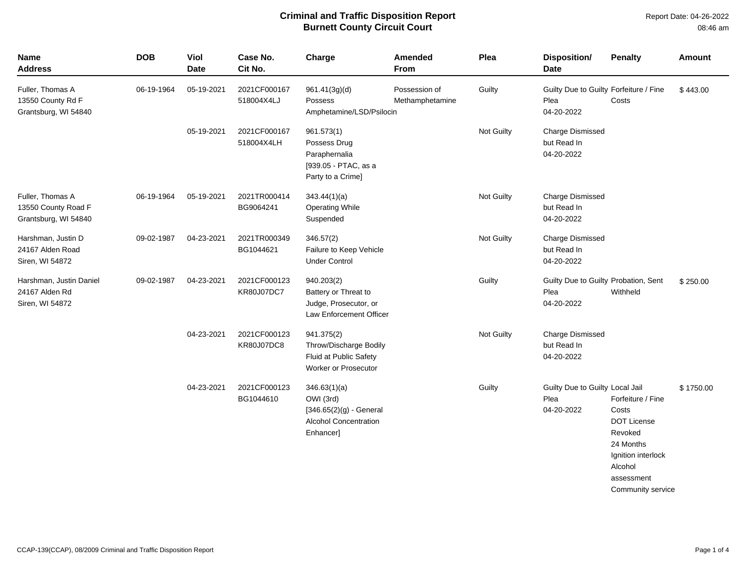# Criminal and Traffic Disposition Report
## Burnett County Circuit Court

Report Date: 04-26-2022
08:46 am

| Name Address | DOB | Viol Date | Case No. Cit No. | Charge | Amended From | Plea | Disposition/ Date | Penalty | Amount |
|---|---|---|---|---|---|---|---|---|---|
| Fuller, Thomas A<br>13550 County Rd F<br>Grantsburg, WI 54840 | 06-19-1964 | 05-19-2021 | 2021CF000167<br>518004X4LJ | 961.41(3g)(d)<br>Possess Amphetamine/LSD/Psilocin | Possession of Methamphetamine | Guilty | Guilty Due to Guilty Plea<br>04-20-2022 | Forfeiture / Fine<br>Costs | $ 443.00 |
| | | 05-19-2021 | 2021CF000167<br>518004X4LH | 961.573(1)<br>Possess Drug Paraphernalia<br>[939.05 - PTAC, as a Party to a Crime] | | Not Guilty | Charge Dismissed but Read In<br>04-20-2022 | | |
| Fuller, Thomas A<br>13550 County Road F<br>Grantsburg, WI 54840 | 06-19-1964 | 05-19-2021 | 2021TR000414<br>BG9064241 | 343.44(1)(a)<br>Operating While Suspended | | Not Guilty | Charge Dismissed but Read In<br>04-20-2022 | | |
| Harshman, Justin D<br>24167 Alden Road<br>Siren, WI 54872 | 09-02-1987 | 04-23-2021 | 2021TR000349<br>BG1044621 | 346.57(2)<br>Failure to Keep Vehicle Under Control | | Not Guilty | Charge Dismissed but Read In<br>04-20-2022 | | |
| Harshman, Justin Daniel<br>24167 Alden Rd<br>Siren, WI 54872 | 09-02-1987 | 04-23-2021 | 2021CF000123<br>KR80J07DC7 | 940.203(2)<br>Battery or Threat to Judge, Prosecutor, or Law Enforcement Officer | | Guilty | Guilty Due to Guilty Plea<br>04-20-2022 | Probation, Sent Withheld | $ 250.00 |
| | | 04-23-2021 | 2021CF000123<br>KR80J07DC8 | 941.375(2)<br>Throw/Discharge Bodily Fluid at Public Safety Worker or Prosecutor | | Not Guilty | Charge Dismissed but Read In<br>04-20-2022 | | |
| | | 04-23-2021 | 2021CF000123<br>BG1044610 | 346.63(1)(a)<br>OWI (3rd)<br>[346.65(2)(g) - General Alcohol Concentration Enhancer] | | Guilty | Guilty Due to Guilty Plea<br>04-20-2022 | Local Jail<br>Forfeiture / Fine<br>Costs<br>DOT License Revoked<br>24 Months<br>Ignition interlock<br>Alcohol assessment<br>Community service | $ 1750.00 |

CCAP-139(CCAP), 08/2009 Criminal and Traffic Disposition Report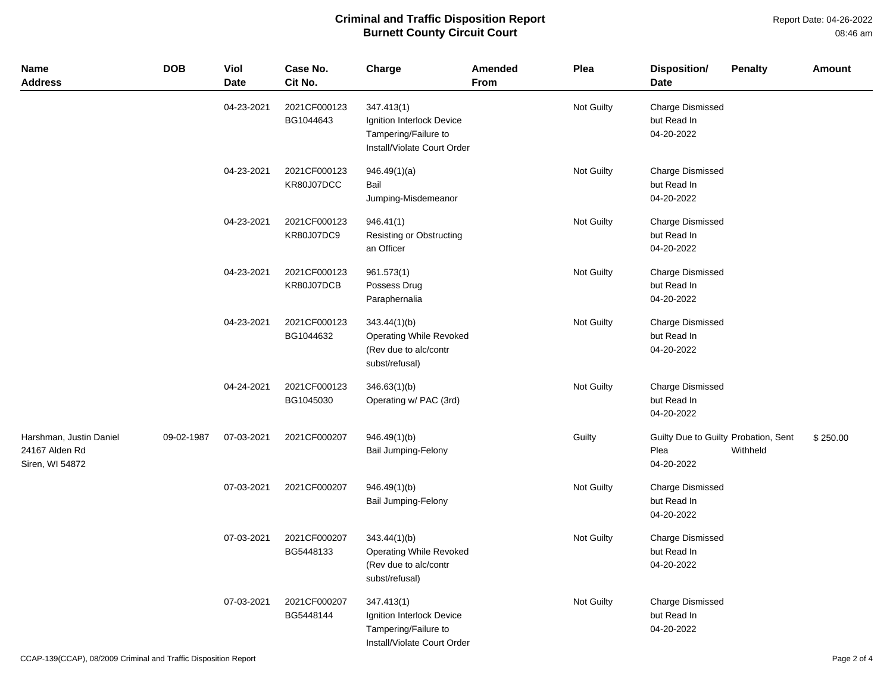# Criminal and Traffic Disposition Report
## Burnett County Circuit Court

Report Date: 04-26-2022
08:46 am

| Name<br>Address | DOB | Viol Date | Case No.<br>Cit No. | Charge | Amended From | Plea | Disposition/<br>Date | Penalty | Amount |
|---|---|---|---|---|---|---|---|---|---|
| | | 04-23-2021 | 2021CF000123<br>BG1044643 | 347.413(1)<br>Ignition Interlock Device Tampering/Failure to Install/Violate Court Order | | Not Guilty | Charge Dismissed but Read In<br>04-20-2022 | | |
| | | 04-23-2021 | 2021CF000123<br>KR80J07DCC | 946.49(1)(a)<br>Bail Jumping-Misdemeanor | | Not Guilty | Charge Dismissed but Read In<br>04-20-2022 | | |
| | | 04-23-2021 | 2021CF000123<br>KR80J07DC9 | 946.41(1)<br>Resisting or Obstructing an Officer | | Not Guilty | Charge Dismissed but Read In<br>04-20-2022 | | |
| | | 04-23-2021 | 2021CF000123<br>KR80J07DCB | 961.573(1)<br>Possess Drug Paraphernalia | | Not Guilty | Charge Dismissed but Read In<br>04-20-2022 | | |
| | | 04-23-2021 | 2021CF000123<br>BG1044632 | 343.44(1)(b)<br>Operating While Revoked (Rev due to alc/contr subst/refusal) | | Not Guilty | Charge Dismissed but Read In<br>04-20-2022 | | |
| | | 04-24-2021 | 2021CF000123<br>BG1045030 | 346.63(1)(b)<br>Operating w/ PAC (3rd) | | Not Guilty | Charge Dismissed but Read In<br>04-20-2022 | | |
| Harshman, Justin Daniel<br>24167 Alden Rd<br>Siren, WI 54872 | 09-02-1987 | 07-03-2021 | 2021CF000207 | 946.49(1)(b)<br>Bail Jumping-Felony | | Guilty | Guilty Due to Guilty Plea<br>04-20-2022 | Probation, Sent Withheld | $ 250.00 |
| | | 07-03-2021 | 2021CF000207 | 946.49(1)(b)<br>Bail Jumping-Felony | | Not Guilty | Charge Dismissed but Read In<br>04-20-2022 | | |
| | | 07-03-2021 | 2021CF000207<br>BG5448133 | 343.44(1)(b)<br>Operating While Revoked (Rev due to alc/contr subst/refusal) | | Not Guilty | Charge Dismissed but Read In<br>04-20-2022 | | |
| | | 07-03-2021 | 2021CF000207<br>BG5448144 | 347.413(1)<br>Ignition Interlock Device Tampering/Failure to Install/Violate Court Order | | Not Guilty | Charge Dismissed but Read In<br>04-20-2022 | | |

CCAP-139(CCAP), 08/2009 Criminal and Traffic Disposition Report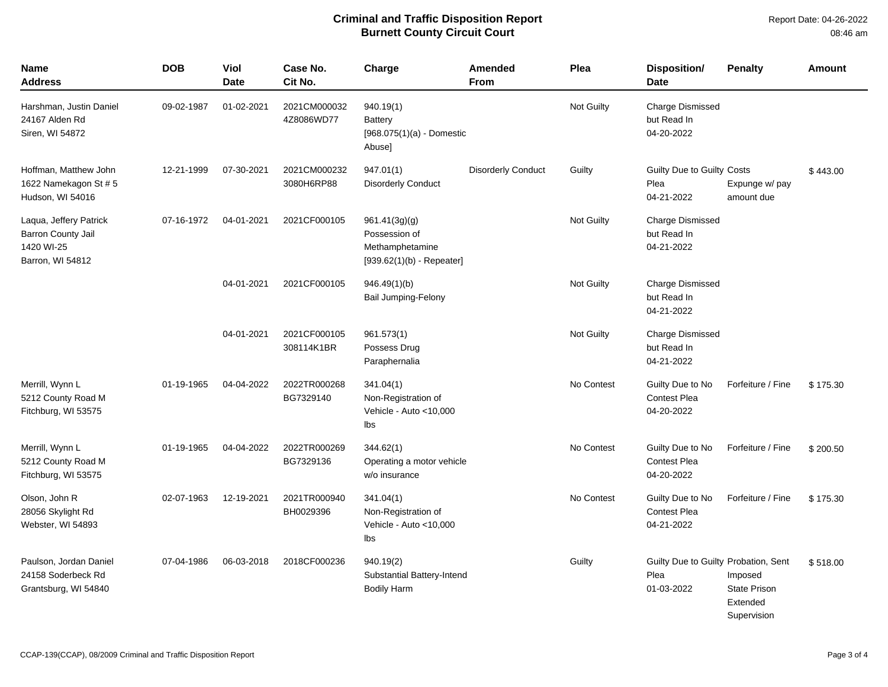# Criminal and Traffic Disposition Report
## Burnett County Circuit Court

Report Date: 04-26-2022
08:46 am

| Name Address | DOB | Viol Date | Case No. Cit No. | Charge | Amended From | Plea | Disposition/ Date | Penalty | Amount |
|---|---|---|---|---|---|---|---|---|---|
| Harshman, Justin Daniel 24167 Alden Rd Siren, WI 54872 | 09-02-1987 | 01-02-2021 | 2021CM000032 4Z8086WD77 | 940.19(1) Battery [968.075(1)(a) - Domestic Abuse] | | Not Guilty | Charge Dismissed but Read In 04-20-2022 | | |
| Hoffman, Matthew John 1622 Namekagon St # 5 Hudson, WI 54016 | 12-21-1999 | 07-30-2021 | 2021CM000232 3080H6RP88 | 947.01(1) Disorderly Conduct | Disorderly Conduct | Guilty | Guilty Due to Guilty Plea 04-21-2022 | Costs Expunge w/ pay amount due | $ 443.00 |
| Laqua, Jeffery Patrick Barron County Jail 1420 WI-25 Barron, WI 54812 | 07-16-1972 | 04-01-2021 | 2021CF000105 | 961.41(3g)(g) Possession of Methamphetamine [939.62(1)(b) - Repeater] | | Not Guilty | Charge Dismissed but Read In 04-21-2022 | | |
| | | 04-01-2021 | 2021CF000105 | 946.49(1)(b) Bail Jumping-Felony | | Not Guilty | Charge Dismissed but Read In 04-21-2022 | | |
| | | 04-01-2021 | 2021CF000105 308114K1BR | 961.573(1) Possess Drug Paraphernalia | | Not Guilty | Charge Dismissed but Read In 04-21-2022 | | |
| Merrill, Wynn L 5212 County Road M Fitchburg, WI 53575 | 01-19-1965 | 04-04-2022 | 2022TR000268 BG7329140 | 341.04(1) Non-Registration of Vehicle - Auto <10,000 lbs | | No Contest | Guilty Due to No Contest Plea 04-20-2022 | Forfeiture / Fine | $ 175.30 |
| Merrill, Wynn L 5212 County Road M Fitchburg, WI 53575 | 01-19-1965 | 04-04-2022 | 2022TR000269 BG7329136 | 344.62(1) Operating a motor vehicle w/o insurance | | No Contest | Guilty Due to No Contest Plea 04-20-2022 | Forfeiture / Fine | $ 200.50 |
| Olson, John R 28056 Skylight Rd Webster, WI 54893 | 02-07-1963 | 12-19-2021 | 2021TR000940 BH0029396 | 341.04(1) Non-Registration of Vehicle - Auto <10,000 lbs | | No Contest | Guilty Due to No Contest Plea 04-21-2022 | Forfeiture / Fine | $ 175.30 |
| Paulson, Jordan Daniel 24158 Soderbeck Rd Grantsburg, WI 54840 | 07-04-1986 | 06-03-2018 | 2018CF000236 | 940.19(2) Substantial Battery-Intend Bodily Harm | | Guilty | Guilty Due to Guilty Plea 01-03-2022 | Probation, Sent Imposed State Prison Extended Supervision | $ 518.00 |

CCAP-139(CCAP), 08/2009 Criminal and Traffic Disposition Report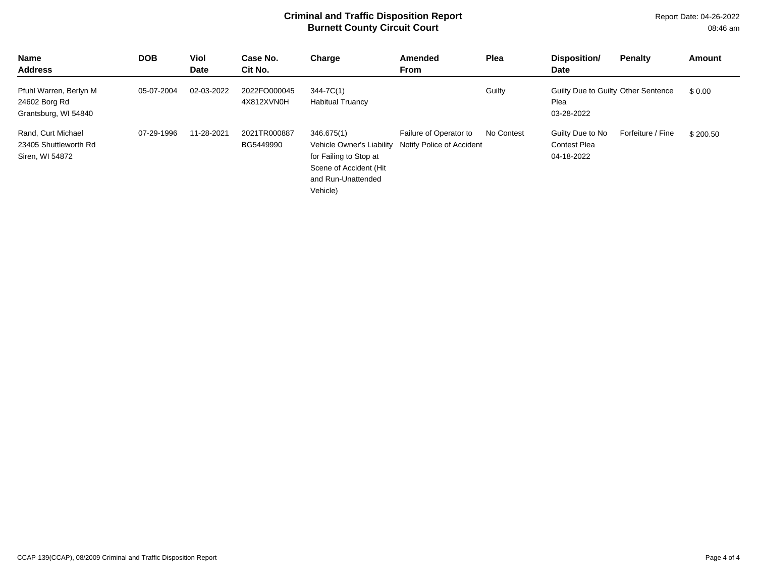**Criminal and Traffic Disposition Report**
**Burnett County Circuit Court**

Report Date: 04-26-2022
08:46 am

| Name<br>Address | DOB | Viol<br>Date | Case No.<br>Cit No. | Charge | Amended<br>From | Plea | Disposition/<br>Date | Penalty | Amount |
|---|---|---|---|---|---|---|---|---|---|
| Pfuhl Warren, Berlyn M<br>24602 Borg Rd<br>Grantsburg, WI 54840 | 05-07-2004 | 02-03-2022 | 2022FO000045<br>4X812XVN0H | 344-7C(1)<br>Habitual Truancy | | Guilty | Guilty Due to Guilty Plea<br>03-28-2022 | Other Sentence | $ 0.00 |
| Rand, Curt Michael<br>23405 Shuttleworth Rd<br>Siren, WI 54872 | 07-29-1996 | 11-28-2021 | 2021TR000887<br>BG5449990 | 346.675(1)<br>Vehicle Owner's Liability for Failing to Stop at Scene of Accident (Hit and Run-Unattended Vehicle) | Failure of Operator to Notify Police of Accident | No Contest | Guilty Due to No Contest Plea<br>04-18-2022 | Forfeiture / Fine | $ 200.50 |

CCAP-139(CCAP), 08/2009 Criminal and Traffic Disposition Report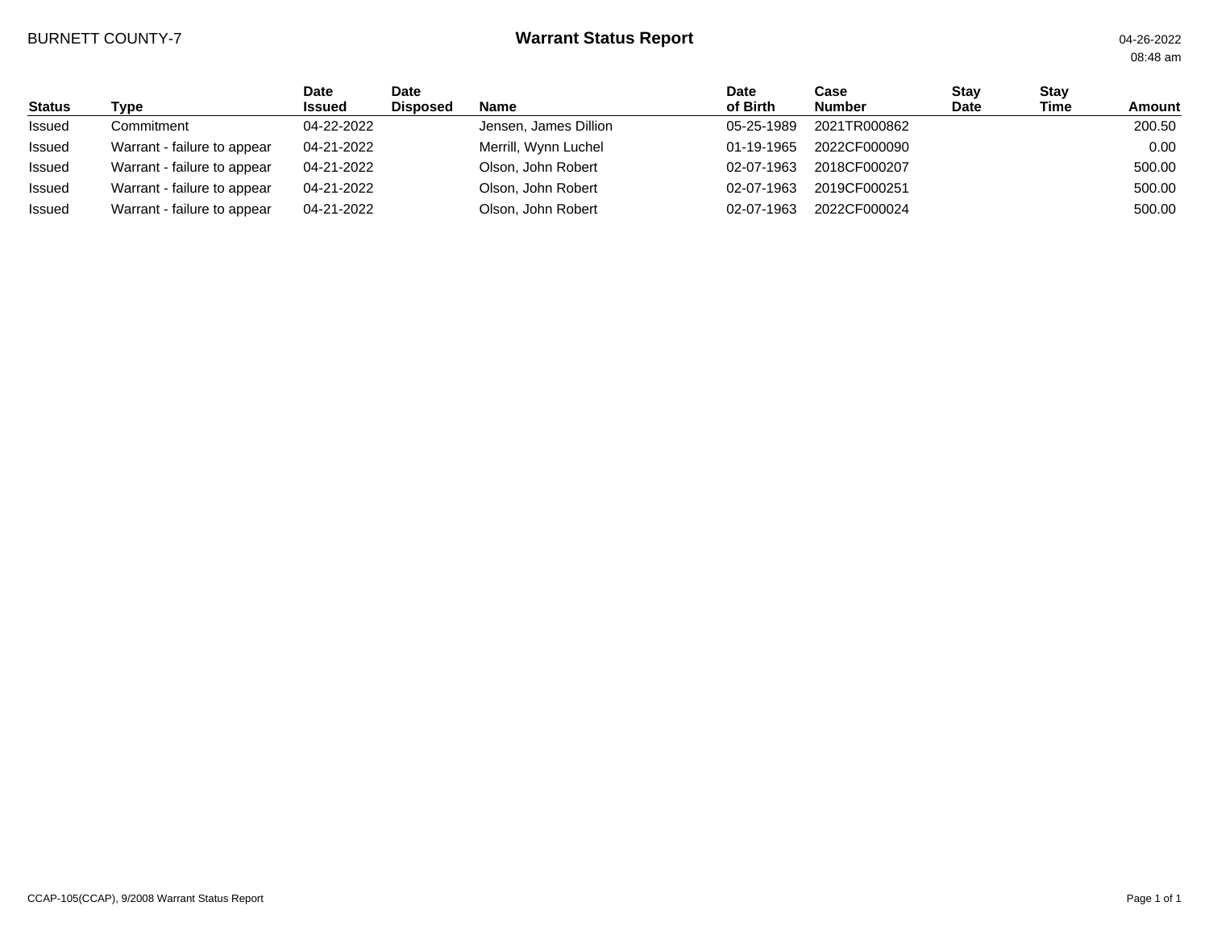BURNETT COUNTY-7

# Warrant Status Report

04-26-2022
08:48 am

| Status | Type | Date Issued | Date Disposed | Name | Date of Birth | Case Number | Stay Date | Stay Time | Amount |
|---|---|---|---|---|---|---|---|---|---|
| Issued | Commitment | 04-22-2022 | | Jensen, James Dillion | 05-25-1989 | 2021TR000862 | | | 200.50 |
| Issued | Warrant - failure to appear | 04-21-2022 | | Merrill, Wynn Luchel | 01-19-1965 | 2022CF000090 | | | 0.00 |
| Issued | Warrant - failure to appear | 04-21-2022 | | Olson, John Robert | 02-07-1963 | 2018CF000207 | | | 500.00 |
| Issued | Warrant - failure to appear | 04-21-2022 | | Olson, John Robert | 02-07-1963 | 2019CF000251 | | | 500.00 |
| Issued | Warrant - failure to appear | 04-21-2022 | | Olson, John Robert | 02-07-1963 | 2022CF000024 | | | 500.00 |

CCAP-105(CCAP), 9/2008 Warrant Status Report